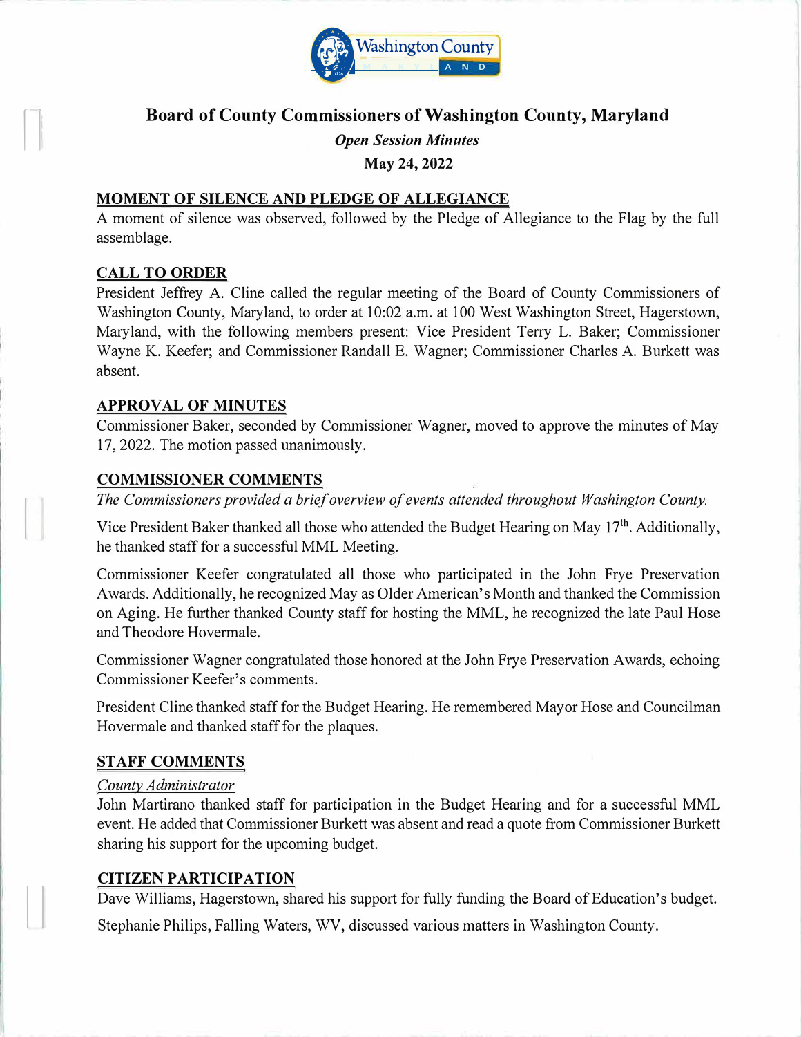# Board of County Commissioners of Washington County, Maryland

*Open Session Minutes*

**May 24, 2022**

## MOMENT OF SILENCE AND PLEDGE OF ALLEGIANCE

A moment of silence was observed, followed by the Pledge of Allegiance to the Flag by the full assemblage.

## CALL TO ORDER

President Jeffrey A. Cline called the regular meeting of the Board of County Commissioners of Washington County, Maryland, to order at 10:02 a.m. at 100 West Washington Street, Hagerstown, Maryland, with the following members present: Vice President Terry L. Baker; Commissioner Wayne K. Keefer; and Commissioner Randall E. Wagner; Commissioner Charles A. Burkett was absent.

## APPROVAL OF MINUTES

Commissioner Baker, seconded by Commissioner Wagner, moved to approve the minutes of May 17, 2022. The motion passed unanimously.

## COMMISSIONER COMMENTS

*The Commissioners provided a brief overview of events attended throughout Washington County.*

Vice President Baker thanked all those who attended the Budget Hearing on May 17th. Additionally, he thanked staff for a successful MML Meeting.

Commissioner Keefer congratulated all those who participated in the John Frye Preservation Awards. Additionally, he recognized May as Older American's Month and thanked the Commission on Aging. He further thanked County staff for hosting the MML, he recognized the late Paul Hose and Theodore Hovermale.

Commissioner Wagner congratulated those honored at the John Frye Preservation Awards, echoing Commissioner Keefer's comments.

President Cline thanked staff for the Budget Hearing. He remembered Mayor Hose and Councilman Hovermale and thanked staff for the plaques.

## STAFF COMMENTS

*County Administrator*

John Martirano thanked staff for participation in the Budget Hearing and for a successful MML event. He added that Commissioner Burkett was absent and read a quote from Commissioner Burkett sharing his support for the upcoming budget.

## CITIZEN PARTICIPATION

Dave Williams, Hagerstown, shared his support for fully funding the Board of Education's budget.

Stephanie Philips, Falling Waters, WV, discussed various matters in Washington County.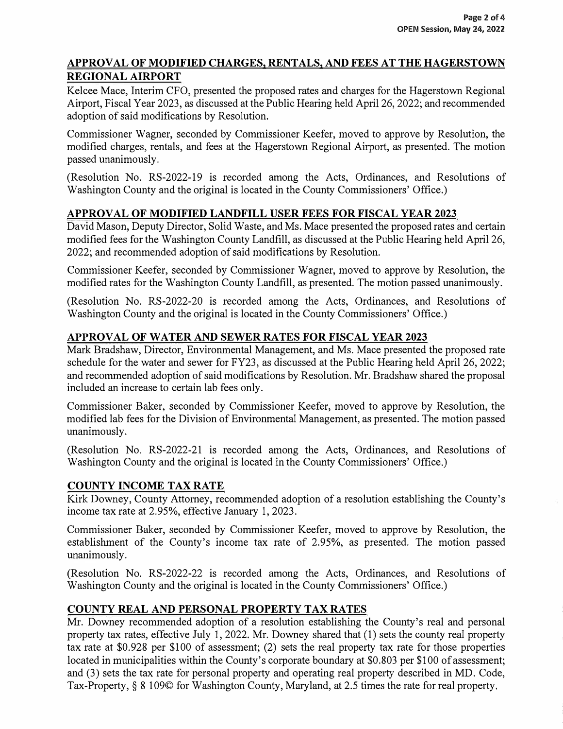## APPROVAL OF MODIFIED CHARGES, RENTALS, AND FEES AT THE HAGERSTOWN REGIONAL AIRPORT

Kelcee Mace, Interim CFO, presented the proposed rates and charges for the Hagerstown Regional Airport, Fiscal Year 2023, as discussed at the Public Hearing held April 26, 2022; and recommended adoption of said modifications by Resolution.

Commissioner Wagner, seconded by Commissioner Keefer, moved to approve by Resolution, the modified charges, rentals, and fees at the Hagerstown Regional Airport, as presented. The motion passed unanimously.

(Resolution No. RS-2022-19 is recorded among the Acts, Ordinances, and Resolutions of Washington County and the original is located in the County Commissioners' Office.)

## APPROVAL OF MODIFIED LANDFILL USER FEES FOR FISCAL YEAR 2023

David Mason, Deputy Director, Solid Waste, and Ms. Mace presented the proposed rates and certain modified fees for the Washington County Landfill, as discussed at the Public Hearing held April 26, 2022; and recommended adoption of said modifications by Resolution.

Commissioner Keefer, seconded by Commissioner Wagner, moved to approve by Resolution, the modified rates for the Washington County Landfill, as presented. The motion passed unanimously.

(Resolution No. RS-2022-20 is recorded among the Acts, Ordinances, and Resolutions of Washington County and the original is located in the County Commissioners' Office.)

## APPROVAL OF WATER AND SEWER RATES FOR FISCAL YEAR 2023

Mark Bradshaw, Director, Environmental Management, and Ms. Mace presented the proposed rate schedule for the water and sewer for FY23, as discussed at the Public Hearing held April 26, 2022; and recommended adoption of said modifications by Resolution. Mr. Bradshaw shared the proposal included an increase to certain lab fees only.

Commissioner Baker, seconded by Commissioner Keefer, moved to approve by Resolution, the modified lab fees for the Division of Environmental Management, as presented. The motion passed unanimously.

(Resolution No. RS-2022-21 is recorded among the Acts, Ordinances, and Resolutions of Washington County and the original is located in the County Commissioners' Office.)

## COUNTY INCOME TAX RATE

Kirk Downey, County Attorney, recommended adoption of a resolution establishing the County's income tax rate at 2.95%, effective January 1, 2023.

Commissioner Baker, seconded by Commissioner Keefer, moved to approve by Resolution, the establishment of the County's income tax rate of 2.95%, as presented. The motion passed unanimously.

(Resolution No. RS-2022-22 is recorded among the Acts, Ordinances, and Resolutions of Washington County and the original is located in the County Commissioners' Office.)

## COUNTY REAL AND PERSONAL PROPERTY TAX RATES

Mr. Downey recommended adoption of a resolution establishing the County's real and personal property tax rates, effective July 1, 2022. Mr. Downey shared that (1) sets the county real property tax rate at $0.928 per $100 of assessment; (2) sets the real property tax rate for those properties located in municipalities within the County's corporate boundary at $0.803 per $100 of assessment; and (3) sets the tax rate for personal property and operating real property described in MD. Code, Tax-Property, § 8 109© for Washington County, Maryland, at 2.5 times the rate for real property.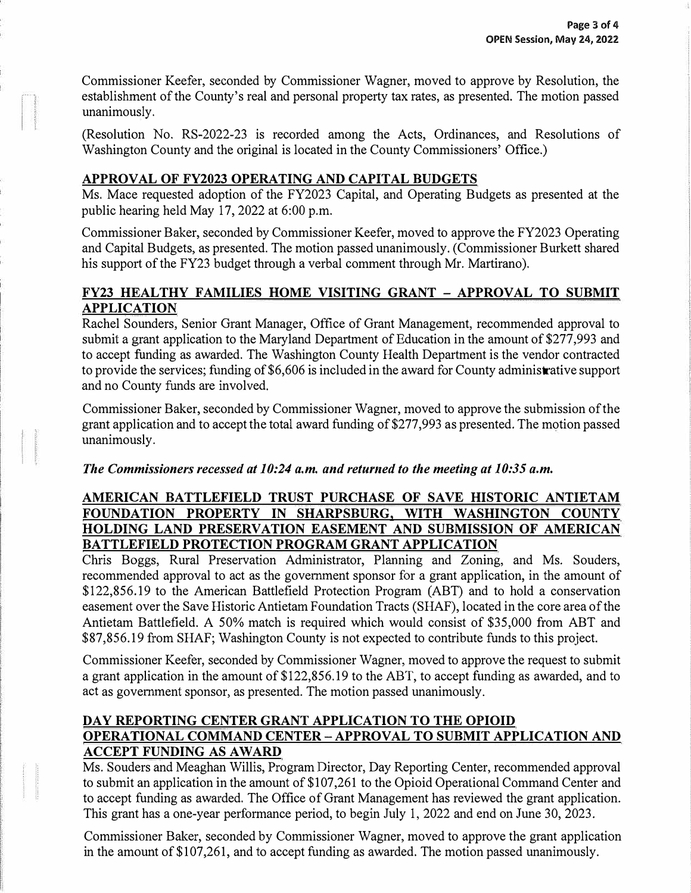Commissioner Keefer, seconded by Commissioner Wagner, moved to approve by Resolution, the establishment of the County's real and personal property tax rates, as presented. The motion passed unanimously.

(Resolution No. RS-2022-23 is recorded among the Acts, Ordinances, and Resolutions of Washington County and the original is located in the County Commissioners' Office.)

## APPROVAL OF FY2023 OPERATING AND CAPITAL BUDGETS

Ms. Mace requested adoption of the FY2023 Capital, and Operating Budgets as presented at the public hearing held May 17, 2022 at 6:00 p.m.

Commissioner Baker, seconded by Commissioner Keefer, moved to approve the FY2023 Operating and Capital Budgets, as presented. The motion passed unanimously. (Commissioner Burkett shared his support of the FY23 budget through a verbal comment through Mr. Martirano).

## FY23 HEALTHY FAMILIES HOME VISITING GRANT – APPROVAL TO SUBMIT APPLICATION

Rachel Sounders, Senior Grant Manager, Office of Grant Management, recommended approval to submit a grant application to the Maryland Department of Education in the amount of $277,993 and to accept funding as awarded. The Washington County Health Department is the vendor contracted to provide the services; funding of $6,606 is included in the award for County administrative support and no County funds are involved.

Commissioner Baker, seconded by Commissioner Wagner, moved to approve the submission of the grant application and to accept the total award funding of $277,993 as presented. The motion passed unanimously.

***The Commissioners recessed at 10:24 a.m. and returned to the meeting at 10:35 a.m.***

## AMERICAN BATTLEFIELD TRUST PURCHASE OF SAVE HISTORIC ANTIETAM FOUNDATION PROPERTY IN SHARPSBURG, WITH WASHINGTON COUNTY HOLDING LAND PRESERVATION EASEMENT AND SUBMISSION OF AMERICAN BATTLEFIELD PROTECTION PROGRAM GRANT APPLICATION

Chris Boggs, Rural Preservation Administrator, Planning and Zoning, and Ms. Souders, recommended approval to act as the government sponsor for a grant application, in the amount of $122,856.19 to the American Battlefield Protection Program (ABT) and to hold a conservation easement over the Save Historic Antietam Foundation Tracts (SHAF), located in the core area of the Antietam Battlefield. A 50% match is required which would consist of $35,000 from ABT and $87,856.19 from SHAF; Washington County is not expected to contribute funds to this project.

Commissioner Keefer, seconded by Commissioner Wagner, moved to approve the request to submit a grant application in the amount of $122,856.19 to the ABT, to accept funding as awarded, and to act as government sponsor, as presented. The motion passed unanimously.

## DAY REPORTING CENTER GRANT APPLICATION TO THE OPIOID OPERATIONAL COMMAND CENTER – APPROVAL TO SUBMIT APPLICATION AND ACCEPT FUNDING AS AWARD

Ms. Souders and Meaghan Willis, Program Director, Day Reporting Center, recommended approval to submit an application in the amount of $107,261 to the Opioid Operational Command Center and to accept funding as awarded. The Office of Grant Management has reviewed the grant application. This grant has a one-year performance period, to begin July 1, 2022 and end on June 30, 2023.

Commissioner Baker, seconded by Commissioner Wagner, moved to approve the grant application in the amount of $107,261, and to accept funding as awarded. The motion passed unanimously.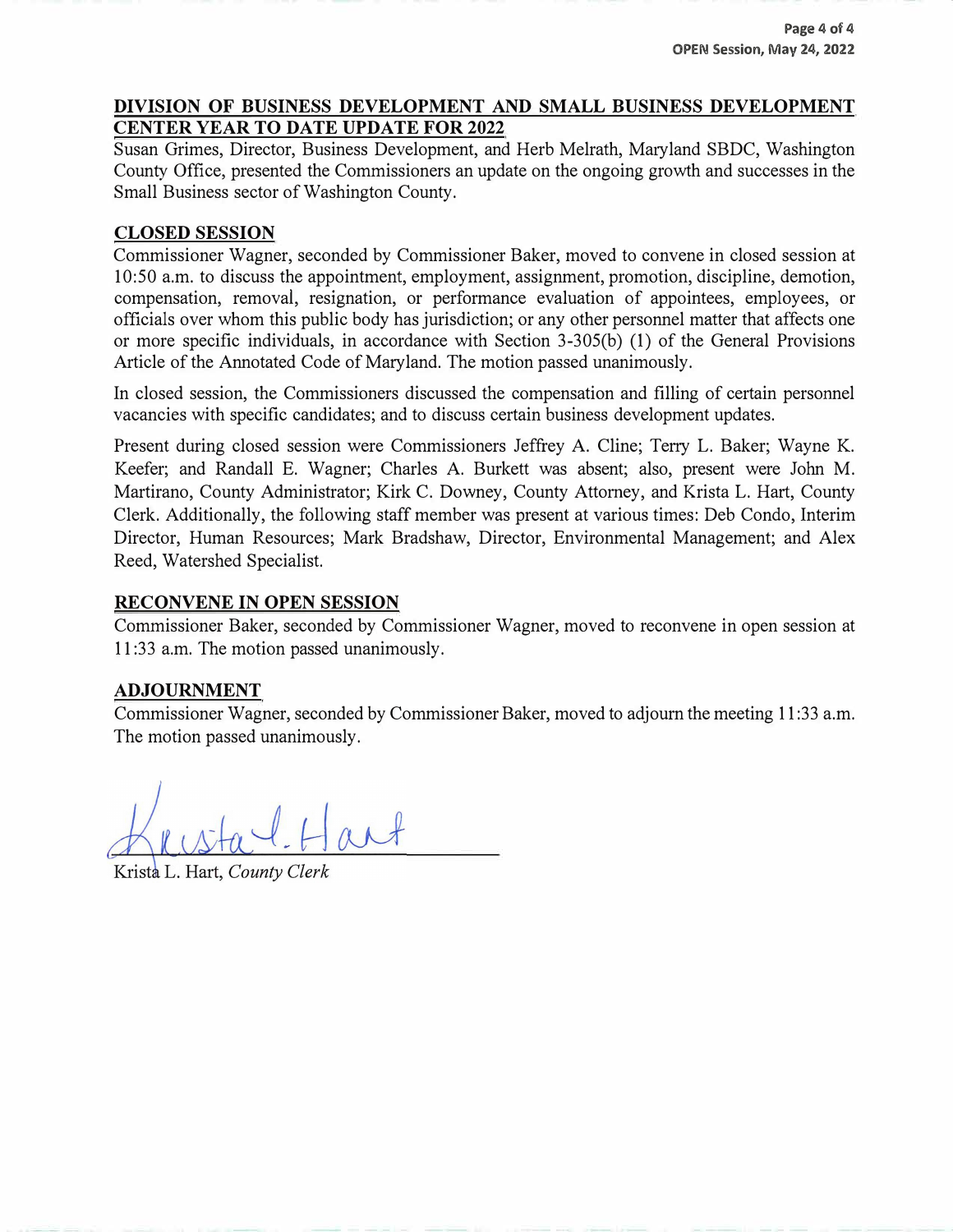## DIVISION OF BUSINESS DEVELOPMENT AND SMALL BUSINESS DEVELOPMENT CENTER YEAR TO DATE UPDATE FOR 2022

Susan Grimes, Director, Business Development, and Herb Melrath, Maryland SBDC, Washington County Office, presented the Commissioners an update on the ongoing growth and successes in the Small Business sector of Washington County.

## CLOSED SESSION

Commissioner Wagner, seconded by Commissioner Baker, moved to convene in closed session at 10:50 a.m. to discuss the appointment, employment, assignment, promotion, discipline, demotion, compensation, removal, resignation, or performance evaluation of appointees, employees, or officials over whom this public body has jurisdiction; or any other personnel matter that affects one or more specific individuals, in accordance with Section 3-305(b) (1) of the General Provisions Article of the Annotated Code of Maryland. The motion passed unanimously.

In closed session, the Commissioners discussed the compensation and filling of certain personnel vacancies with specific candidates; and to discuss certain business development updates.

Present during closed session were Commissioners Jeffrey A. Cline; Terry L. Baker; Wayne K. Keefer; and Randall E. Wagner; Charles A. Burkett was absent; also, present were John M. Martirano, County Administrator; Kirk C. Downey, County Attorney, and Krista L. Hart, County Clerk. Additionally, the following staff member was present at various times: Deb Condo, Interim Director, Human Resources; Mark Bradshaw, Director, Environmental Management; and Alex Reed, Watershed Specialist.

## RECONVENE IN OPEN SESSION

Commissioner Baker, seconded by Commissioner Wagner, moved to reconvene in open session at 11:33 a.m. The motion passed unanimously.

## ADJOURNMENT

Commissioner Wagner, seconded by Commissioner Baker, moved to adjourn the meeting 11:33 a.m. The motion passed unanimously.

Krista L. Hart

Krista L. Hart, *County Clerk*